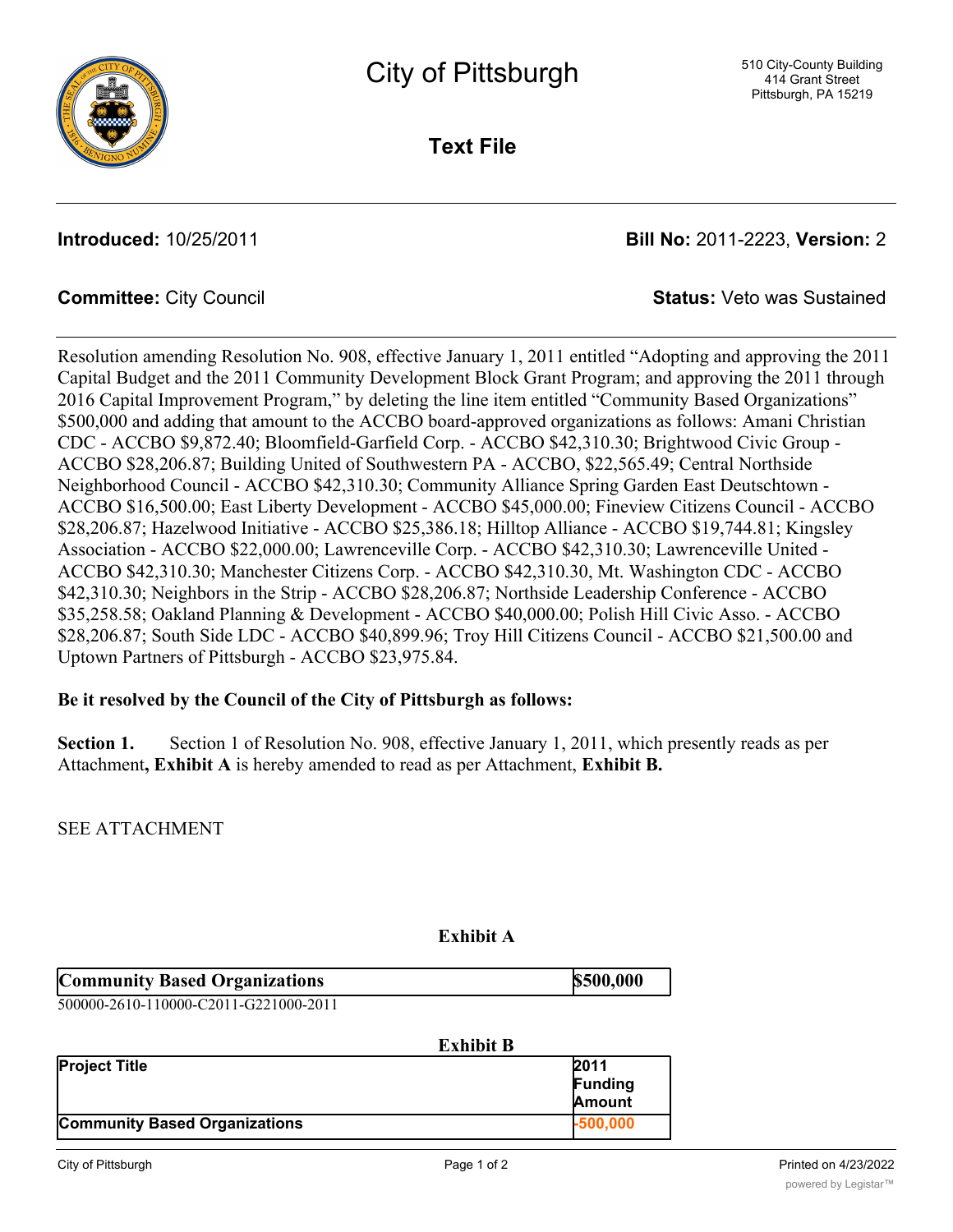# City of Pittsburgh

510 City-County Building
414 Grant Street
Pittsburgh, PA 15219

## Text File

**Introduced:** 10/25/2011 **Bill No:** 2011-2223, **Version:** 2

**Committee:** City Council **Status:** Veto was Sustained

Resolution amending Resolution No. 908, effective January 1, 2011 entitled "Adopting and approving the 2011 Capital Budget and the 2011 Community Development Block Grant Program; and approving the 2011 through 2016 Capital Improvement Program," by deleting the line item entitled "Community Based Organizations" $500,000 and adding that amount to the ACCBO board-approved organizations as follows: Amani Christian CDC - ACCBO $9,872.40; Bloomfield-Garfield Corp. - ACCBO $42,310.30; Brightwood Civic Group - ACCBO $28,206.87; Building United of Southwestern PA - ACCBO, $22,565.49; Central Northside Neighborhood Council - ACCBO $42,310.30; Community Alliance Spring Garden East Deutschtown - ACCBO $16,500.00; East Liberty Development - ACCBO $45,000.00; Fineview Citizens Council - ACCBO $28,206.87; Hazelwood Initiative - ACCBO $25,386.18; Hilltop Alliance - ACCBO $19,744.81; Kingsley Association - ACCBO $22,000.00; Lawrenceville Corp. - ACCBO $42,310.30; Lawrenceville United - ACCBO $42,310.30; Manchester Citizens Corp. - ACCBO $42,310.30, Mt. Washington CDC - ACCBO $42,310.30; Neighbors in the Strip - ACCBO $28,206.87; Northside Leadership Conference - ACCBO $35,258.58; Oakland Planning & Development - ACCBO $40,000.00; Polish Hill Civic Asso. - ACCBO $28,206.87; South Side LDC - ACCBO $40,899.96; Troy Hill Citizens Council - ACCBO $21,500.00 and Uptown Partners of Pittsburgh - ACCBO $23,975.84.

**Be it resolved by the Council of the City of Pittsburgh as follows:**

**Section 1.** Section 1 of Resolution No. 908, effective January 1, 2011, which presently reads as per Attachment**, Exhibit A** is hereby amended to read as per Attachment, **Exhibit B.**

SEE ATTACHMENT

**Exhibit A**

| Community Based Organizations | $500,000 |
|---|---|

500000-2610-110000-C2011-G221000-2011

**Exhibit B**

| Project Title | 2011 Funding Amount |
|---|---|
| Community Based Organizations | -500,000 |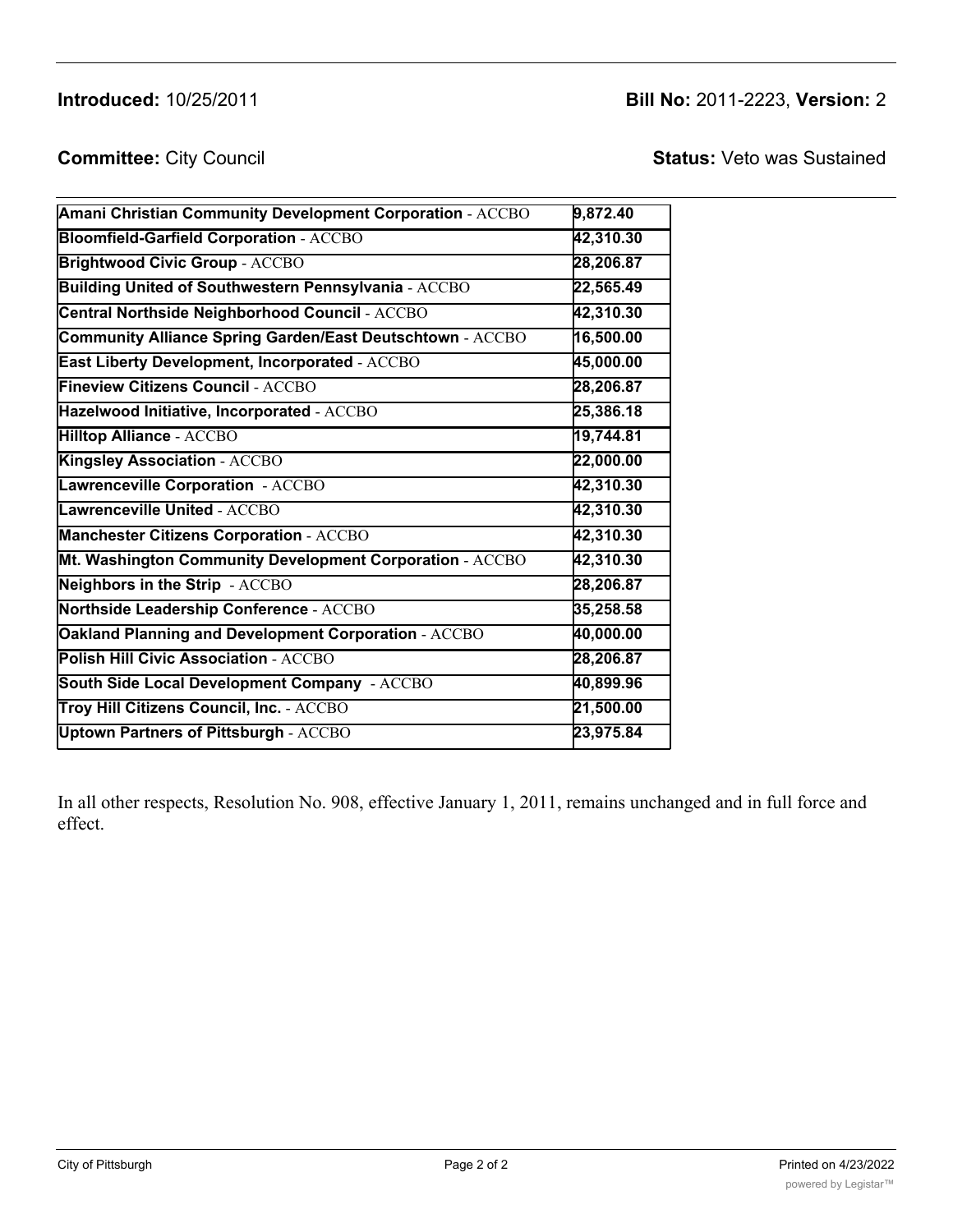**Introduced:** 10/25/2011 **Bill No:** 2011-2223, **Version:** 2

**Committee:** City Council **Status:** Veto was Sustained

| | |
|---|---|
| **Amani Christian Community Development Corporation** - ACCBO | 9,872.40 |
| **Bloomfield-Garfield Corporation** - ACCBO | 42,310.30 |
| **Brightwood Civic Group** - ACCBO | 28,206.87 |
| **Building United of Southwestern Pennsylvania** - ACCBO | 22,565.49 |
| **Central Northside Neighborhood Council** - ACCBO | 42,310.30 |
| **Community Alliance Spring Garden/East Deutschtown** - ACCBO | 16,500.00 |
| **East Liberty Development, Incorporated** - ACCBO | 45,000.00 |
| **Fineview Citizens Council** - ACCBO | 28,206.87 |
| **Hazelwood Initiative, Incorporated** - ACCBO | 25,386.18 |
| **Hilltop Alliance** - ACCBO | 19,744.81 |
| **Kingsley Association** - ACCBO | 22,000.00 |
| **Lawrenceville Corporation** - ACCBO | 42,310.30 |
| **Lawrenceville United** - ACCBO | 42,310.30 |
| **Manchester Citizens Corporation** - ACCBO | 42,310.30 |
| **Mt. Washington Community Development Corporation** - ACCBO | 42,310.30 |
| **Neighbors in the Strip** - ACCBO | 28,206.87 |
| **Northside Leadership Conference** - ACCBO | 35,258.58 |
| **Oakland Planning and Development Corporation** - ACCBO | 40,000.00 |
| **Polish Hill Civic Association** - ACCBO | 28,206.87 |
| **South Side Local Development Company** - ACCBO | 40,899.96 |
| **Troy Hill Citizens Council, Inc.** - ACCBO | 21,500.00 |
| **Uptown Partners of Pittsburgh** - ACCBO | 23,975.84 |

In all other respects, Resolution No. 908, effective January 1, 2011, remains unchanged and in full force and effect.